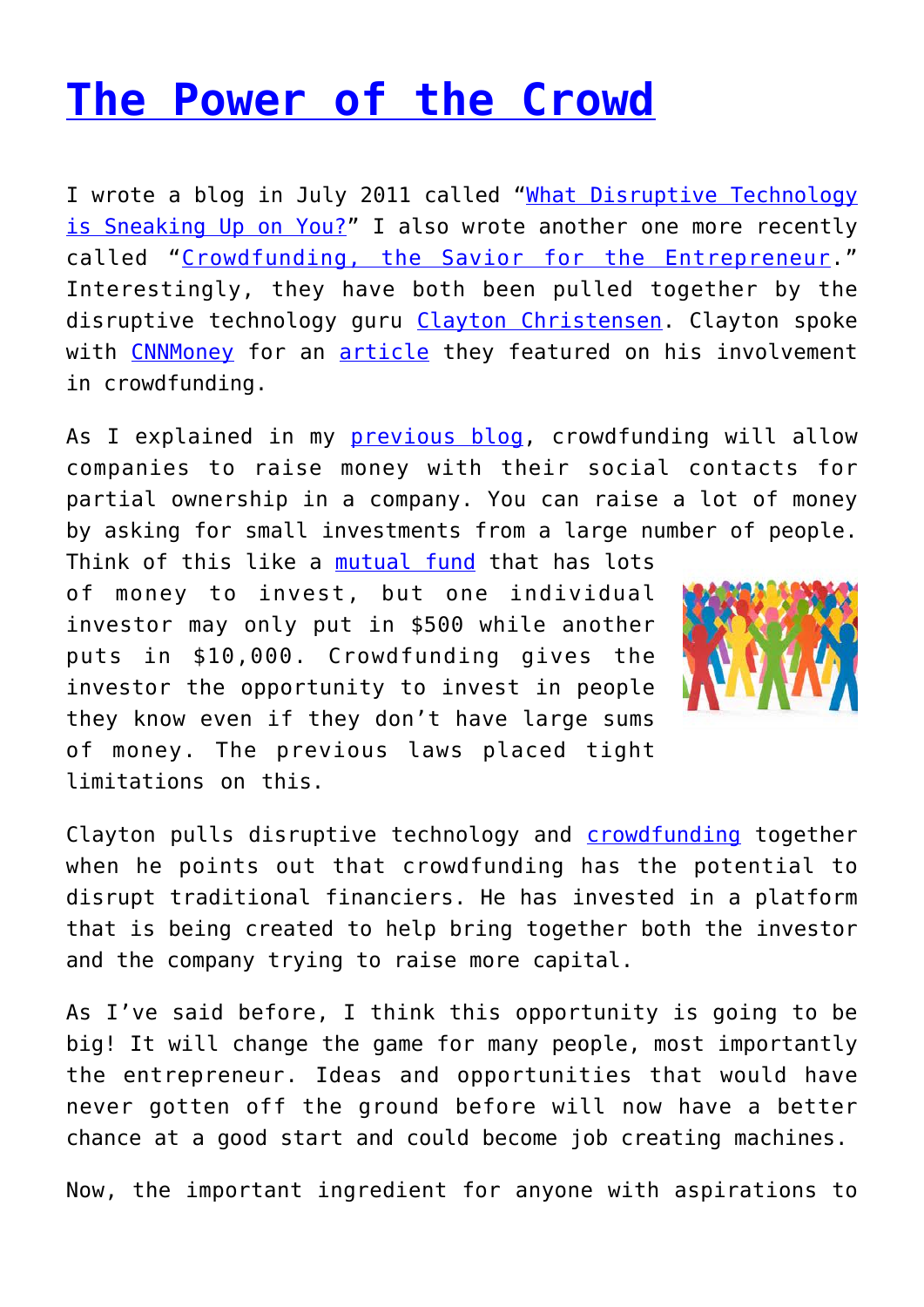# [The Power of the Crowd]

I wrote a blog in July 2011 called "[What Disruptive Technology is Sneaking Up on You?]" I also wrote another one more recently called "[Crowdfunding, the Savior for the Entrepreneur]." Interestingly, they have both been pulled together by the disruptive technology guru [Clayton Christensen]. Clayton spoke with [CNNMoney] for an [article] they featured on his involvement in crowdfunding.

As I explained in my [previous blog], crowdfunding will allow companies to raise money with their social contacts for partial ownership in a company. You can raise a lot of money by asking for small investments from a large number of people. Think of this like a [mutual fund] that has lots of money to invest, but one individual investor may only put in $500 while another puts in $10,000. Crowdfunding gives the investor the opportunity to invest in people they know even if they don't have large sums of money. The previous laws placed tight limitations on this.

Clayton pulls disruptive technology and [crowdfunding] together when he points out that crowdfunding has the potential to disrupt traditional financiers. He has invested in a platform that is being created to help bring together both the investor and the company trying to raise more capital.

As I've said before, I think this opportunity is going to be big! It will change the game for many people, most importantly the entrepreneur. Ideas and opportunities that would have never gotten off the ground before will now have a better chance at a good start and could become job creating machines.

Now, the important ingredient for anyone with aspirations to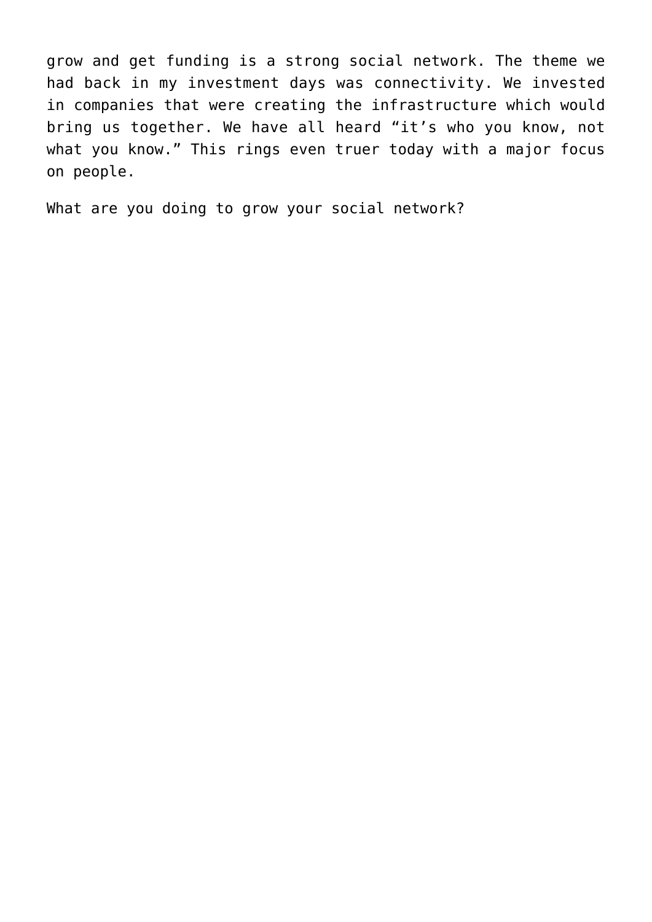grow and get funding is a strong social network. The theme we had back in my investment days was connectivity. We invested in companies that were creating the infrastructure which would bring us together. We have all heard “it’s who you know, not what you know.” This rings even truer today with a major focus on people.

What are you doing to grow your social network?